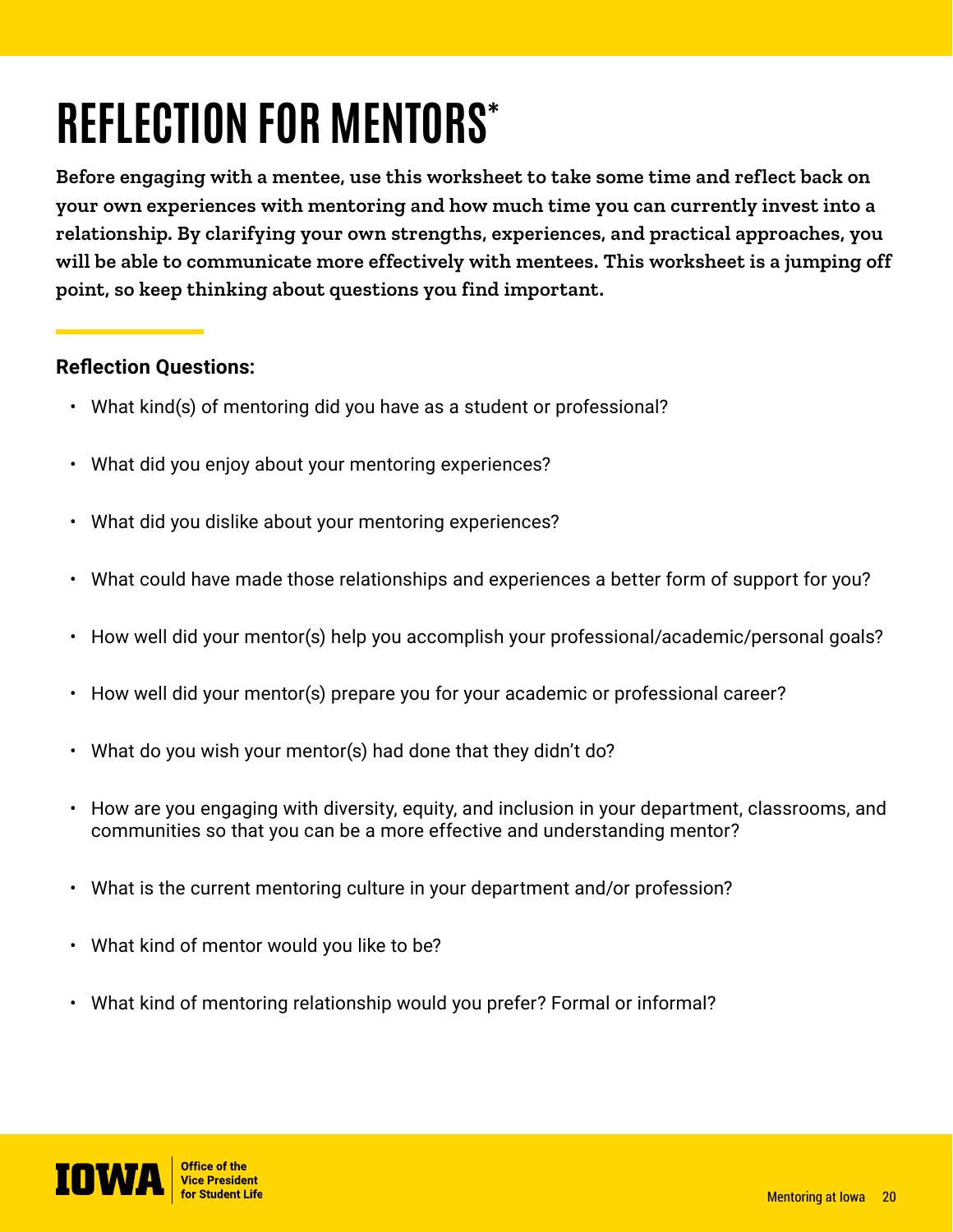# REFLECTION FOR MENTORS*

**Before engaging with a mentee, use this worksheet to take some time and reflect back on your own experiences with mentoring and how much time you can currently invest into a relationship. By clarifying your own strengths, experiences, and practical approaches, you will be able to communicate more effectively with mentees. This worksheet is a jumping off point, so keep thinking about questions you find important.**

**Reflection Questions:**

- What kind(s) of mentoring did you have as a student or professional?
- What did you enjoy about your mentoring experiences?
- What did you dislike about your mentoring experiences?
- What could have made those relationships and experiences a better form of support for you?
- How well did your mentor(s) help you accomplish your professional/academic/personal goals?
- How well did your mentor(s) prepare you for your academic or professional career?
- What do you wish your mentor(s) had done that they didn't do?
- How are you engaging with diversity, equity, and inclusion in your department, classrooms, and communities so that you can be a more effective and understanding mentor?
- What is the current mentoring culture in your department and/or profession?
- What kind of mentor would you like to be?
- What kind of mentoring relationship would you prefer? Formal or informal?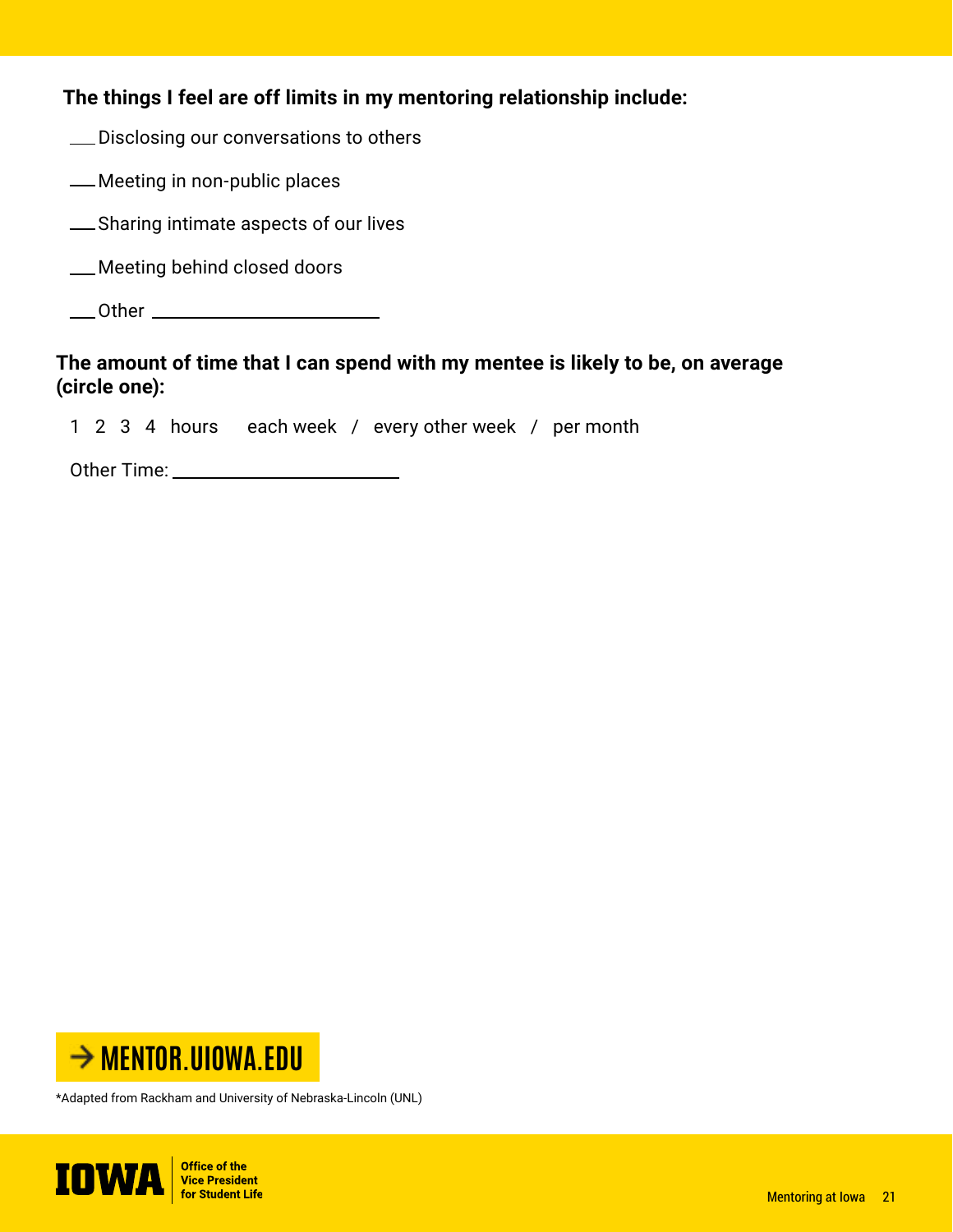**The things I feel are off limits in my mentoring relationship include:**

___ Disclosing our conversations to others

___ Meeting in non-public places

___ Sharing intimate aspects of our lives

___ Meeting behind closed doors

___ Other ______________________

**The amount of time that I can spend with my mentee is likely to be, on average (circle one):**

1 2 3 4 hours each week / every other week / per month

Other Time: ______________________

→ MENTOR.UIOWA.EDU

*Adapted from Rackham and University of Nebraska-Lincoln (UNL)

IOWA | Office of the Vice President for Student Life